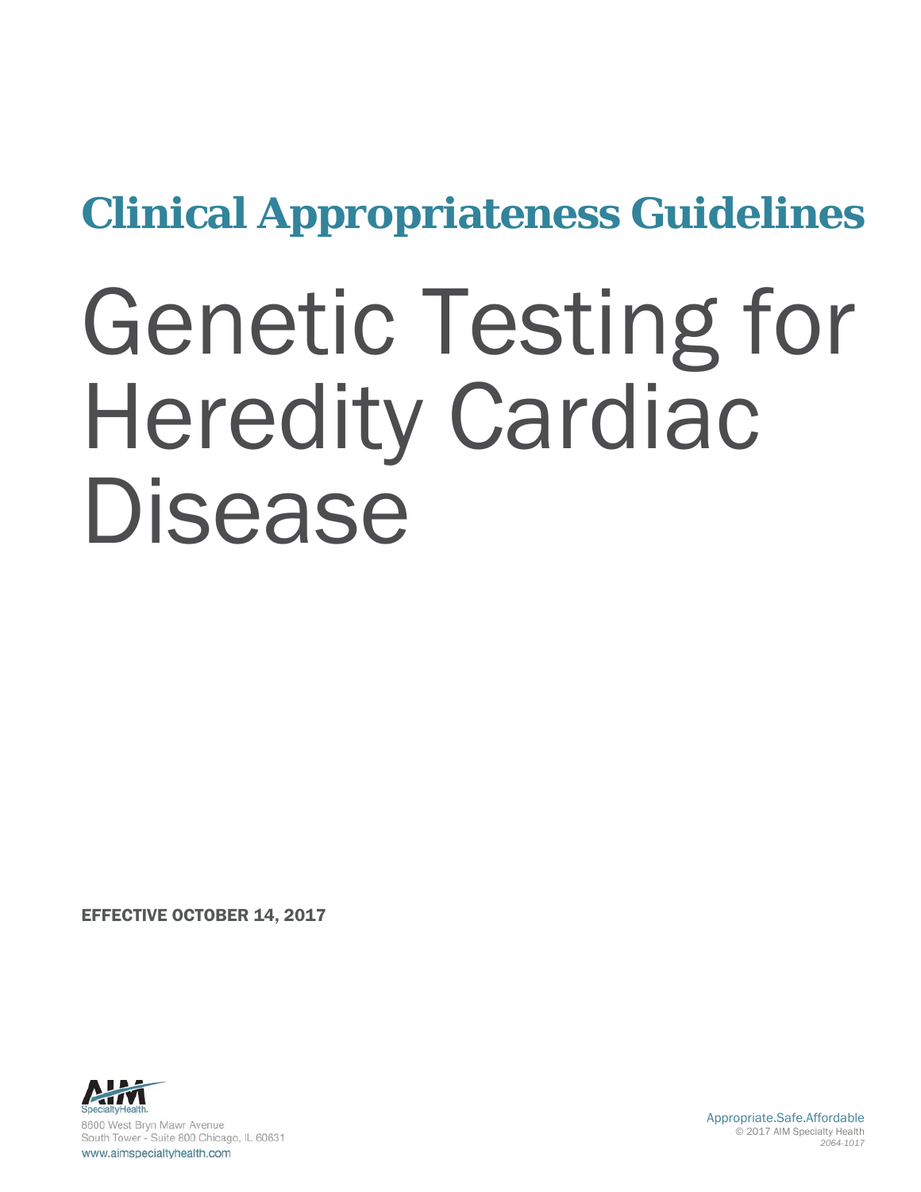## Clinical Appropriateness Guidelines

# Genetic Testing for Heredity Cardiac Disease

**EFFECTIVE OCTOBER 14, 2017**

AIM SpecialtyHealth.
8600 West Bryn Mawr Avenue
South Tower - Suite 800 Chicago, IL 60631
www.aimspecialtyhealth.com

Appropriate.Safe.Affordable
© 2017 AIM Specialty Health
*2064-1017*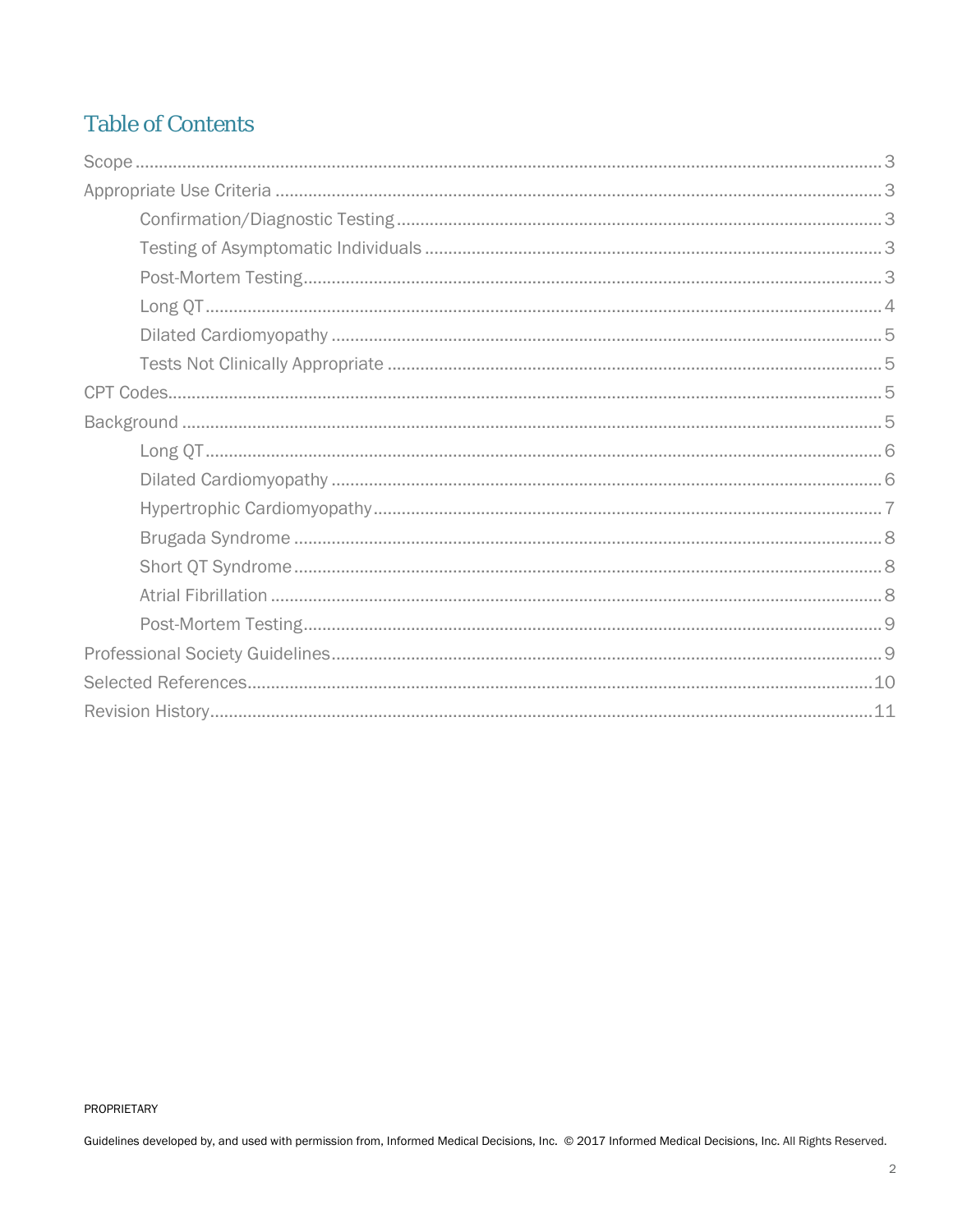# Table of Contents

Scope ........ 3

Appropriate Use Criteria ........ 3

- Confirmation/Diagnostic Testing ........ 3
- Testing of Asymptomatic Individuals ........ 3
- Post-Mortem Testing ........ 3
- Long QT ........ 4
- Dilated Cardiomyopathy ........ 5
- Tests Not Clinically Appropriate ........ 5

CPT Codes ........ 5

Background ........ 5

- Long QT ........ 6
- Dilated Cardiomyopathy ........ 6
- Hypertrophic Cardiomyopathy ........ 7
- Brugada Syndrome ........ 8
- Short QT Syndrome ........ 8
- Atrial Fibrillation ........ 8
- Post-Mortem Testing ........ 9

Professional Society Guidelines ........ 9

Selected References ........ 10

Revision History ........ 11

PROPRIETARY

Guidelines developed by, and used with permission from, Informed Medical Decisions, Inc. © 2017 Informed Medical Decisions, Inc. All Rights Reserved.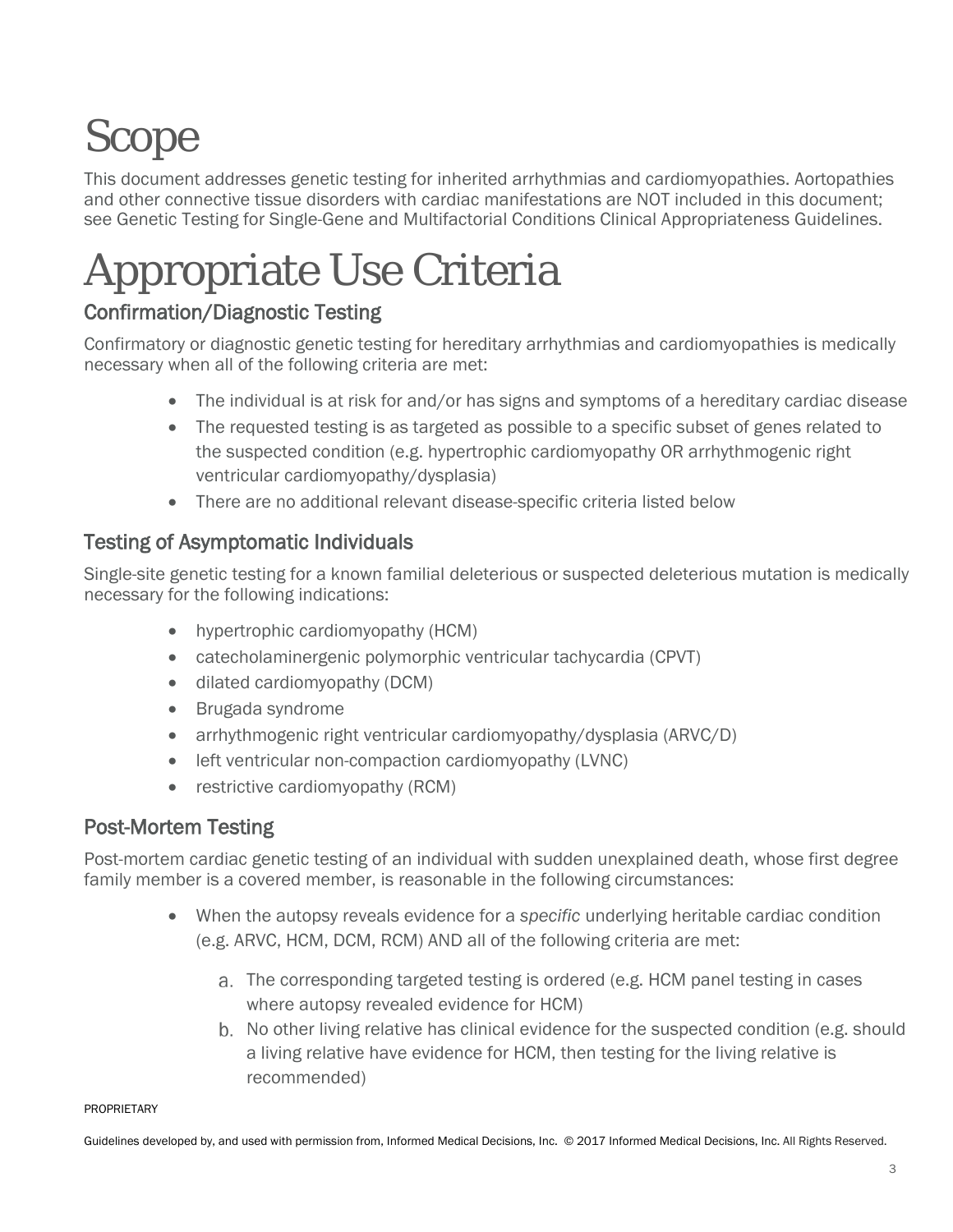# Scope

This document addresses genetic testing for inherited arrhythmias and cardiomyopathies. Aortopathies and other connective tissue disorders with cardiac manifestations are NOT included in this document; see Genetic Testing for Single-Gene and Multifactorial Conditions Clinical Appropriateness Guidelines.

# Appropriate Use Criteria

## Confirmation/Diagnostic Testing

Confirmatory or diagnostic genetic testing for hereditary arrhythmias and cardiomyopathies is medically necessary when all of the following criteria are met:

- The individual is at risk for and/or has signs and symptoms of a hereditary cardiac disease
- The requested testing is as targeted as possible to a specific subset of genes related to the suspected condition (e.g. hypertrophic cardiomyopathy OR arrhythmogenic right ventricular cardiomyopathy/dysplasia)
- There are no additional relevant disease-specific criteria listed below

## Testing of Asymptomatic Individuals

Single-site genetic testing for a known familial deleterious or suspected deleterious mutation is medically necessary for the following indications:

- hypertrophic cardiomyopathy (HCM)
- catecholaminergic polymorphic ventricular tachycardia (CPVT)
- dilated cardiomyopathy (DCM)
- Brugada syndrome
- arrhythmogenic right ventricular cardiomyopathy/dysplasia (ARVC/D)
- left ventricular non-compaction cardiomyopathy (LVNC)
- restrictive cardiomyopathy (RCM)

## Post-Mortem Testing

Post-mortem cardiac genetic testing of an individual with sudden unexplained death, whose first degree family member is a covered member, is reasonable in the following circumstances:

- When the autopsy reveals evidence for a *specific* underlying heritable cardiac condition (e.g. ARVC, HCM, DCM, RCM) AND all of the following criteria are met:
    a. The corresponding targeted testing is ordered (e.g. HCM panel testing in cases where autopsy revealed evidence for HCM)
    b. No other living relative has clinical evidence for the suspected condition (e.g. should a living relative have evidence for HCM, then testing for the living relative is recommended)

PROPRIETARY

Guidelines developed by, and used with permission from, Informed Medical Decisions, Inc. © 2017 Informed Medical Decisions, Inc. All Rights Reserved.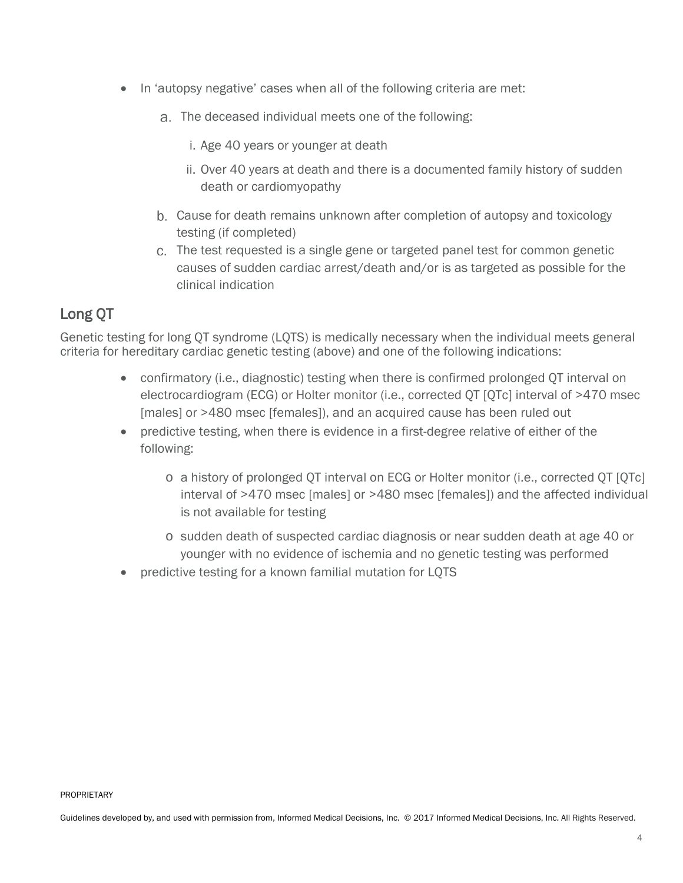- In 'autopsy negative' cases when all of the following criteria are met:
  a. The deceased individual meets one of the following:
     i. Age 40 years or younger at death
     ii. Over 40 years at death and there is a documented family history of sudden death or cardiomyopathy
  b. Cause for death remains unknown after completion of autopsy and toxicology testing (if completed)
  c. The test requested is a single gene or targeted panel test for common genetic causes of sudden cardiac arrest/death and/or is as targeted as possible for the clinical indication

## Long QT

Genetic testing for long QT syndrome (LQTS) is medically necessary when the individual meets general criteria for hereditary cardiac genetic testing (above) and one of the following indications:

- confirmatory (i.e., diagnostic) testing when there is confirmed prolonged QT interval on electrocardiogram (ECG) or Holter monitor (i.e., corrected QT [QTc] interval of >470 msec [males] or >480 msec [females]), and an acquired cause has been ruled out
- predictive testing, when there is evidence in a first-degree relative of either of the following:
  - a history of prolonged QT interval on ECG or Holter monitor (i.e., corrected QT [QTc] interval of >470 msec [males] or >480 msec [females]) and the affected individual is not available for testing
  - sudden death of suspected cardiac diagnosis or near sudden death at age 40 or younger with no evidence of ischemia and no genetic testing was performed
- predictive testing for a known familial mutation for LQTS

PROPRIETARY

Guidelines developed by, and used with permission from, Informed Medical Decisions, Inc. © 2017 Informed Medical Decisions, Inc. All Rights Reserved.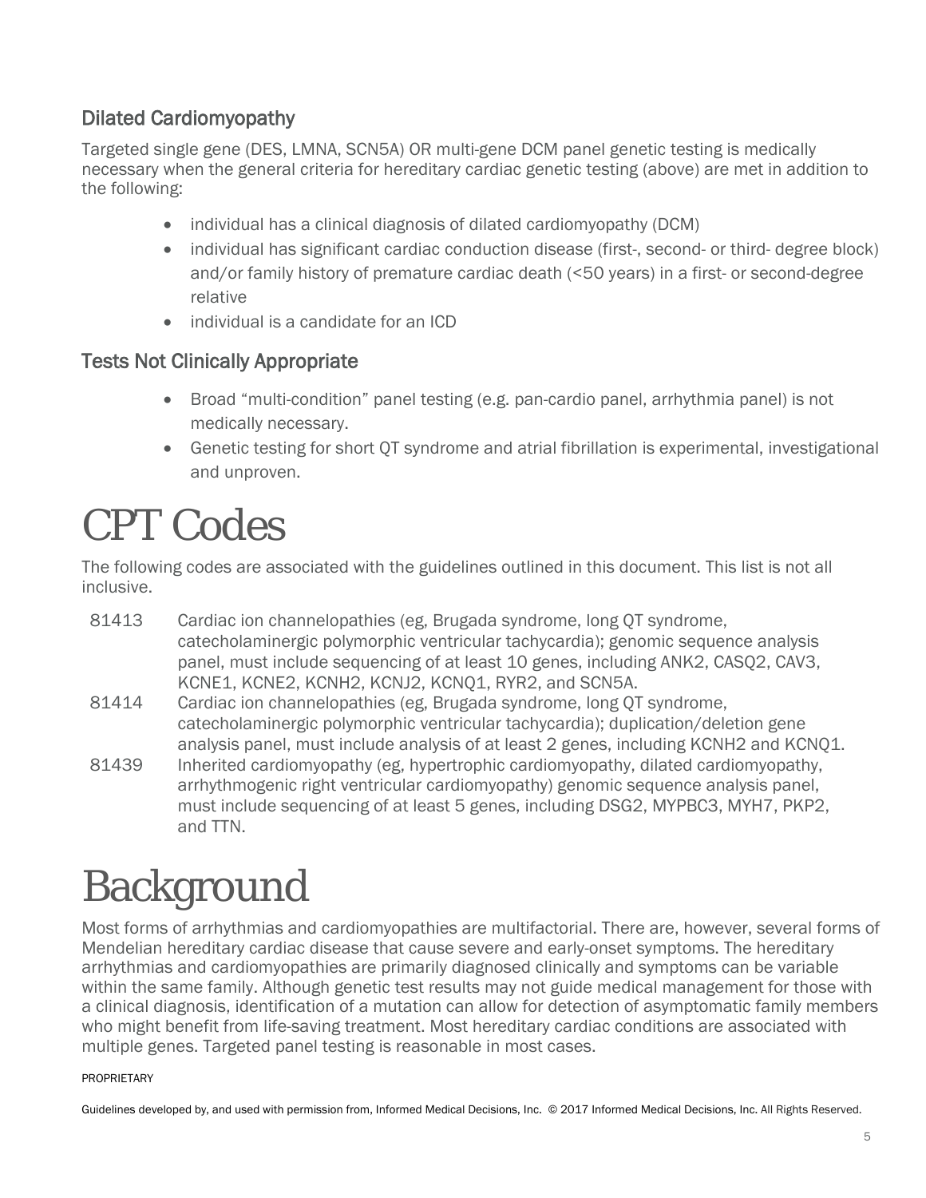### Dilated Cardiomyopathy

Targeted single gene (DES, LMNA, SCN5A) OR multi-gene DCM panel genetic testing is medically necessary when the general criteria for hereditary cardiac genetic testing (above) are met in addition to the following:

- individual has a clinical diagnosis of dilated cardiomyopathy (DCM)
- individual has significant cardiac conduction disease (first-, second- or third- degree block) and/or family history of premature cardiac death (<50 years) in a first- or second-degree relative
- individual is a candidate for an ICD

### Tests Not Clinically Appropriate

- Broad "multi-condition" panel testing (e.g. pan-cardio panel, arrhythmia panel) is not medically necessary.
- Genetic testing for short QT syndrome and atrial fibrillation is experimental, investigational and unproven.

# CPT Codes

The following codes are associated with the guidelines outlined in this document. This list is not all inclusive.

| | |
|---|---|
| 81413 | Cardiac ion channelopathies (eg, Brugada syndrome, long QT syndrome, catecholaminergic polymorphic ventricular tachycardia); genomic sequence analysis panel, must include sequencing of at least 10 genes, including ANK2, CASQ2, CAV3, KCNE1, KCNE2, KCNH2, KCNJ2, KCNQ1, RYR2, and SCN5A. |
| 81414 | Cardiac ion channelopathies (eg, Brugada syndrome, long QT syndrome, catecholaminergic polymorphic ventricular tachycardia); duplication/deletion gene analysis panel, must include analysis of at least 2 genes, including KCNH2 and KCNQ1. |
| 81439 | Inherited cardiomyopathy (eg, hypertrophic cardiomyopathy, dilated cardiomyopathy, arrhythmogenic right ventricular cardiomyopathy) genomic sequence analysis panel, must include sequencing of at least 5 genes, including DSG2, MYPBC3, MYH7, PKP2, and TTN. |

# Background

Most forms of arrhythmias and cardiomyopathies are multifactorial. There are, however, several forms of Mendelian hereditary cardiac disease that cause severe and early-onset symptoms. The hereditary arrhythmias and cardiomyopathies are primarily diagnosed clinically and symptoms can be variable within the same family. Although genetic test results may not guide medical management for those with a clinical diagnosis, identification of a mutation can allow for detection of asymptomatic family members who might benefit from life-saving treatment. Most hereditary cardiac conditions are associated with multiple genes. Targeted panel testing is reasonable in most cases.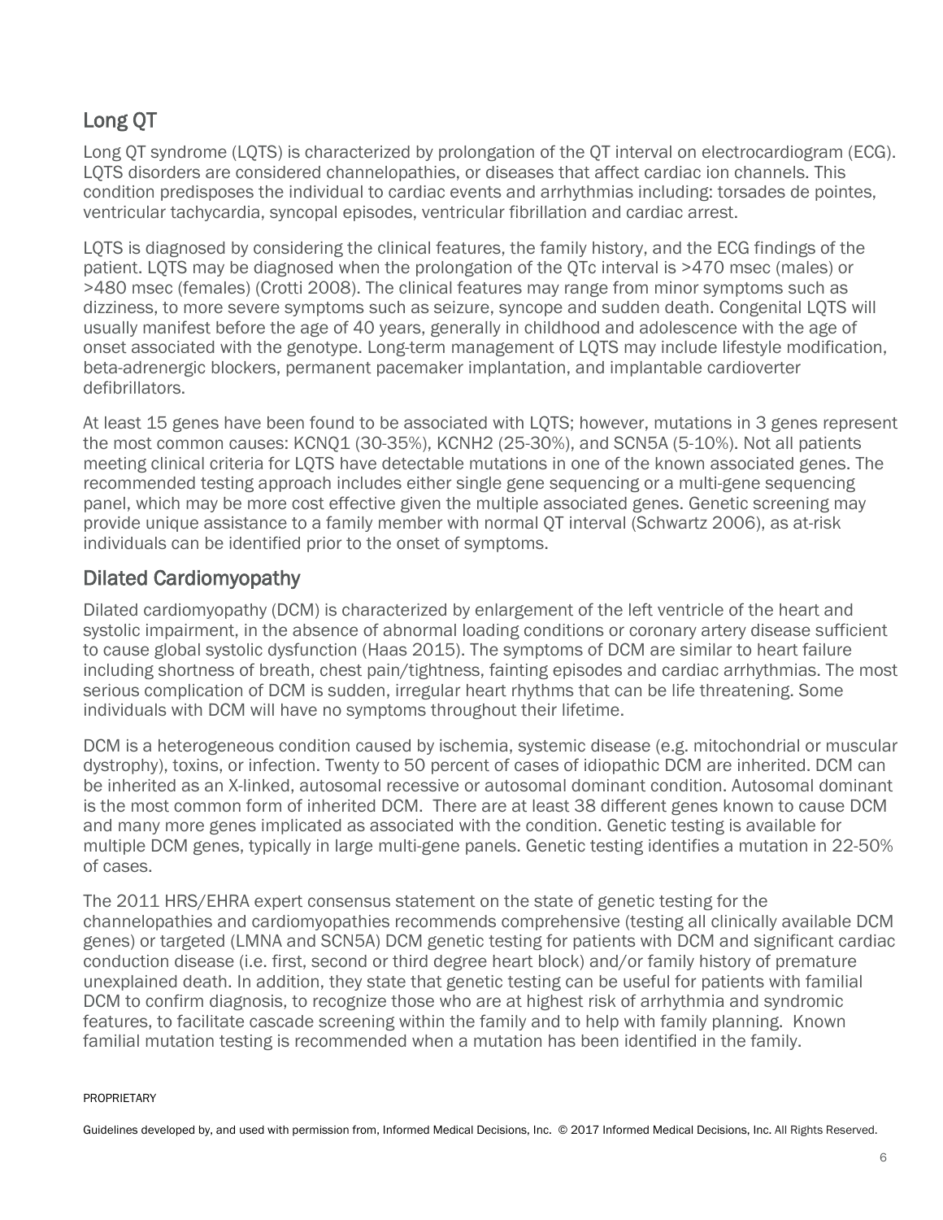## Long QT

Long QT syndrome (LQTS) is characterized by prolongation of the QT interval on electrocardiogram (ECG). LQTS disorders are considered channelopathies, or diseases that affect cardiac ion channels. This condition predisposes the individual to cardiac events and arrhythmias including: torsades de pointes, ventricular tachycardia, syncopal episodes, ventricular fibrillation and cardiac arrest.

LQTS is diagnosed by considering the clinical features, the family history, and the ECG findings of the patient. LQTS may be diagnosed when the prolongation of the QTc interval is >470 msec (males) or >480 msec (females) (Crotti 2008). The clinical features may range from minor symptoms such as dizziness, to more severe symptoms such as seizure, syncope and sudden death. Congenital LQTS will usually manifest before the age of 40 years, generally in childhood and adolescence with the age of onset associated with the genotype. Long-term management of LQTS may include lifestyle modification, beta-adrenergic blockers, permanent pacemaker implantation, and implantable cardioverter defibrillators.

At least 15 genes have been found to be associated with LQTS; however, mutations in 3 genes represent the most common causes: KCNQ1 (30-35%), KCNH2 (25-30%), and SCN5A (5-10%). Not all patients meeting clinical criteria for LQTS have detectable mutations in one of the known associated genes. The recommended testing approach includes either single gene sequencing or a multi-gene sequencing panel, which may be more cost effective given the multiple associated genes. Genetic screening may provide unique assistance to a family member with normal QT interval (Schwartz 2006), as at-risk individuals can be identified prior to the onset of symptoms.

## Dilated Cardiomyopathy

Dilated cardiomyopathy (DCM) is characterized by enlargement of the left ventricle of the heart and systolic impairment, in the absence of abnormal loading conditions or coronary artery disease sufficient to cause global systolic dysfunction (Haas 2015). The symptoms of DCM are similar to heart failure including shortness of breath, chest pain/tightness, fainting episodes and cardiac arrhythmias. The most serious complication of DCM is sudden, irregular heart rhythms that can be life threatening. Some individuals with DCM will have no symptoms throughout their lifetime.

DCM is a heterogeneous condition caused by ischemia, systemic disease (e.g. mitochondrial or muscular dystrophy), toxins, or infection. Twenty to 50 percent of cases of idiopathic DCM are inherited. DCM can be inherited as an X-linked, autosomal recessive or autosomal dominant condition. Autosomal dominant is the most common form of inherited DCM. There are at least 38 different genes known to cause DCM and many more genes implicated as associated with the condition. Genetic testing is available for multiple DCM genes, typically in large multi-gene panels. Genetic testing identifies a mutation in 22-50% of cases.

The 2011 HRS/EHRA expert consensus statement on the state of genetic testing for the channelopathies and cardiomyopathies recommends comprehensive (testing all clinically available DCM genes) or targeted (LMNA and SCN5A) DCM genetic testing for patients with DCM and significant cardiac conduction disease (i.e. first, second or third degree heart block) and/or family history of premature unexplained death. In addition, they state that genetic testing can be useful for patients with familial DCM to confirm diagnosis, to recognize those who are at highest risk of arrhythmia and syndromic features, to facilitate cascade screening within the family and to help with family planning. Known familial mutation testing is recommended when a mutation has been identified in the family.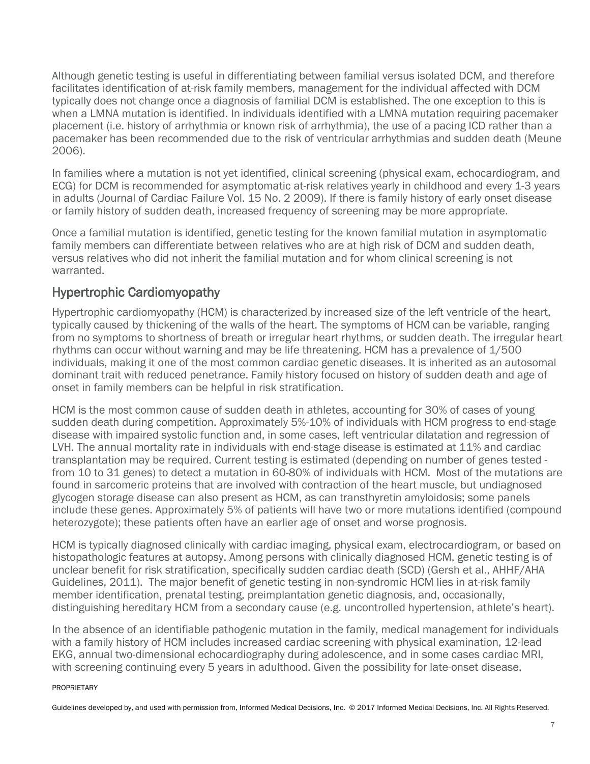Although genetic testing is useful in differentiating between familial versus isolated DCM, and therefore facilitates identification of at-risk family members, management for the individual affected with DCM typically does not change once a diagnosis of familial DCM is established. The one exception to this is when a LMNA mutation is identified. In individuals identified with a LMNA mutation requiring pacemaker placement (i.e. history of arrhythmia or known risk of arrhythmia), the use of a pacing ICD rather than a pacemaker has been recommended due to the risk of ventricular arrhythmias and sudden death (Meune 2006).

In families where a mutation is not yet identified, clinical screening (physical exam, echocardiogram, and ECG) for DCM is recommended for asymptomatic at-risk relatives yearly in childhood and every 1-3 years in adults (Journal of Cardiac Failure Vol. 15 No. 2 2009). If there is family history of early onset disease or family history of sudden death, increased frequency of screening may be more appropriate.

Once a familial mutation is identified, genetic testing for the known familial mutation in asymptomatic family members can differentiate between relatives who are at high risk of DCM and sudden death, versus relatives who did not inherit the familial mutation and for whom clinical screening is not warranted.

## Hypertrophic Cardiomyopathy

Hypertrophic cardiomyopathy (HCM) is characterized by increased size of the left ventricle of the heart, typically caused by thickening of the walls of the heart. The symptoms of HCM can be variable, ranging from no symptoms to shortness of breath or irregular heart rhythms, or sudden death. The irregular heart rhythms can occur without warning and may be life threatening. HCM has a prevalence of 1/500 individuals, making it one of the most common cardiac genetic diseases. It is inherited as an autosomal dominant trait with reduced penetrance. Family history focused on history of sudden death and age of onset in family members can be helpful in risk stratification.

HCM is the most common cause of sudden death in athletes, accounting for 30% of cases of young sudden death during competition. Approximately 5%-10% of individuals with HCM progress to end-stage disease with impaired systolic function and, in some cases, left ventricular dilatation and regression of LVH. The annual mortality rate in individuals with end-stage disease is estimated at 11% and cardiac transplantation may be required. Current testing is estimated (depending on number of genes tested - from 10 to 31 genes) to detect a mutation in 60-80% of individuals with HCM. Most of the mutations are found in sarcomeric proteins that are involved with contraction of the heart muscle, but undiagnosed glycogen storage disease can also present as HCM, as can transthyretin amyloidosis; some panels include these genes. Approximately 5% of patients will have two or more mutations identified (compound heterozygote); these patients often have an earlier age of onset and worse prognosis.

HCM is typically diagnosed clinically with cardiac imaging, physical exam, electrocardiogram, or based on histopathologic features at autopsy. Among persons with clinically diagnosed HCM, genetic testing is of unclear benefit for risk stratification, specifically sudden cardiac death (SCD) (Gersh et al., AHHF/AHA Guidelines, 2011). The major benefit of genetic testing in non-syndromic HCM lies in at-risk family member identification, prenatal testing, preimplantation genetic diagnosis, and, occasionally, distinguishing hereditary HCM from a secondary cause (e.g. uncontrolled hypertension, athlete's heart).

In the absence of an identifiable pathogenic mutation in the family, medical management for individuals with a family history of HCM includes increased cardiac screening with physical examination, 12-lead EKG, annual two-dimensional echocardiography during adolescence, and in some cases cardiac MRI, with screening continuing every 5 years in adulthood. Given the possibility for late-onset disease,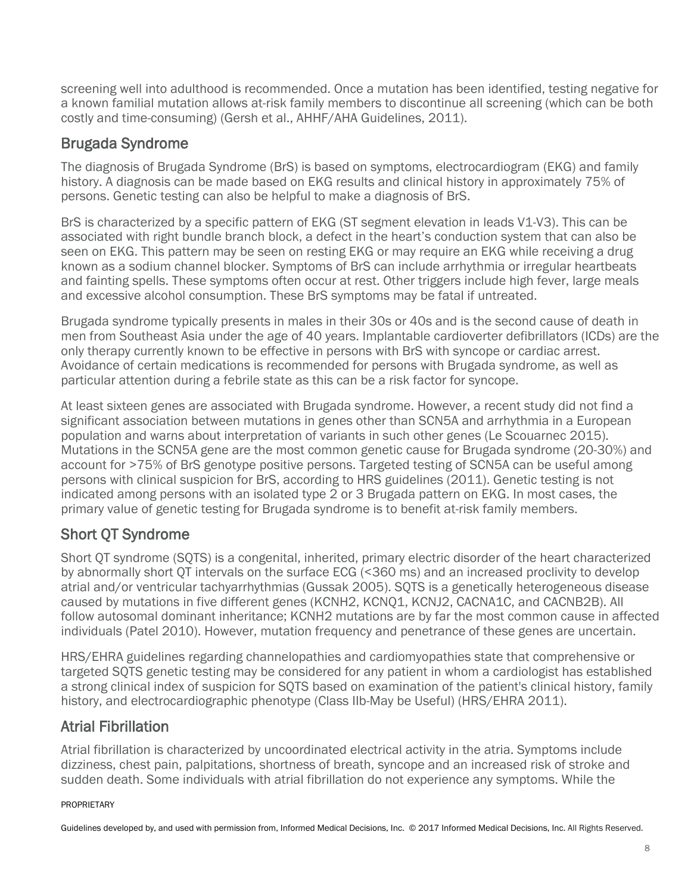screening well into adulthood is recommended. Once a mutation has been identified, testing negative for a known familial mutation allows at-risk family members to discontinue all screening (which can be both costly and time-consuming) (Gersh et al., AHHF/AHA Guidelines, 2011).

## Brugada Syndrome

The diagnosis of Brugada Syndrome (BrS) is based on symptoms, electrocardiogram (EKG) and family history. A diagnosis can be made based on EKG results and clinical history in approximately 75% of persons. Genetic testing can also be helpful to make a diagnosis of BrS.

BrS is characterized by a specific pattern of EKG (ST segment elevation in leads V1-V3). This can be associated with right bundle branch block, a defect in the heart's conduction system that can also be seen on EKG. This pattern may be seen on resting EKG or may require an EKG while receiving a drug known as a sodium channel blocker. Symptoms of BrS can include arrhythmia or irregular heartbeats and fainting spells. These symptoms often occur at rest. Other triggers include high fever, large meals and excessive alcohol consumption. These BrS symptoms may be fatal if untreated.

Brugada syndrome typically presents in males in their 30s or 40s and is the second cause of death in men from Southeast Asia under the age of 40 years. Implantable cardioverter defibrillators (ICDs) are the only therapy currently known to be effective in persons with BrS with syncope or cardiac arrest. Avoidance of certain medications is recommended for persons with Brugada syndrome, as well as particular attention during a febrile state as this can be a risk factor for syncope.

At least sixteen genes are associated with Brugada syndrome. However, a recent study did not find a significant association between mutations in genes other than SCN5A and arrhythmia in a European population and warns about interpretation of variants in such other genes (Le Scouarnec 2015). Mutations in the SCN5A gene are the most common genetic cause for Brugada syndrome (20-30%) and account for >75% of BrS genotype positive persons. Targeted testing of SCN5A can be useful among persons with clinical suspicion for BrS, according to HRS guidelines (2011). Genetic testing is not indicated among persons with an isolated type 2 or 3 Brugada pattern on EKG. In most cases, the primary value of genetic testing for Brugada syndrome is to benefit at-risk family members.

## Short QT Syndrome

Short QT syndrome (SQTS) is a congenital, inherited, primary electric disorder of the heart characterized by abnormally short QT intervals on the surface ECG (<360 ms) and an increased proclivity to develop atrial and/or ventricular tachyarrhythmias (Gussak 2005). SQTS is a genetically heterogeneous disease caused by mutations in five different genes (KCNH2, KCNQ1, KCNJ2, CACNA1C, and CACNB2B). All follow autosomal dominant inheritance; KCNH2 mutations are by far the most common cause in affected individuals (Patel 2010). However, mutation frequency and penetrance of these genes are uncertain.

HRS/EHRA guidelines regarding channelopathies and cardiomyopathies state that comprehensive or targeted SQTS genetic testing may be considered for any patient in whom a cardiologist has established a strong clinical index of suspicion for SQTS based on examination of the patient's clinical history, family history, and electrocardiographic phenotype (Class IIb-May be Useful) (HRS/EHRA 2011).

## Atrial Fibrillation

Atrial fibrillation is characterized by uncoordinated electrical activity in the atria. Symptoms include dizziness, chest pain, palpitations, shortness of breath, syncope and an increased risk of stroke and sudden death. Some individuals with atrial fibrillation do not experience any symptoms. While the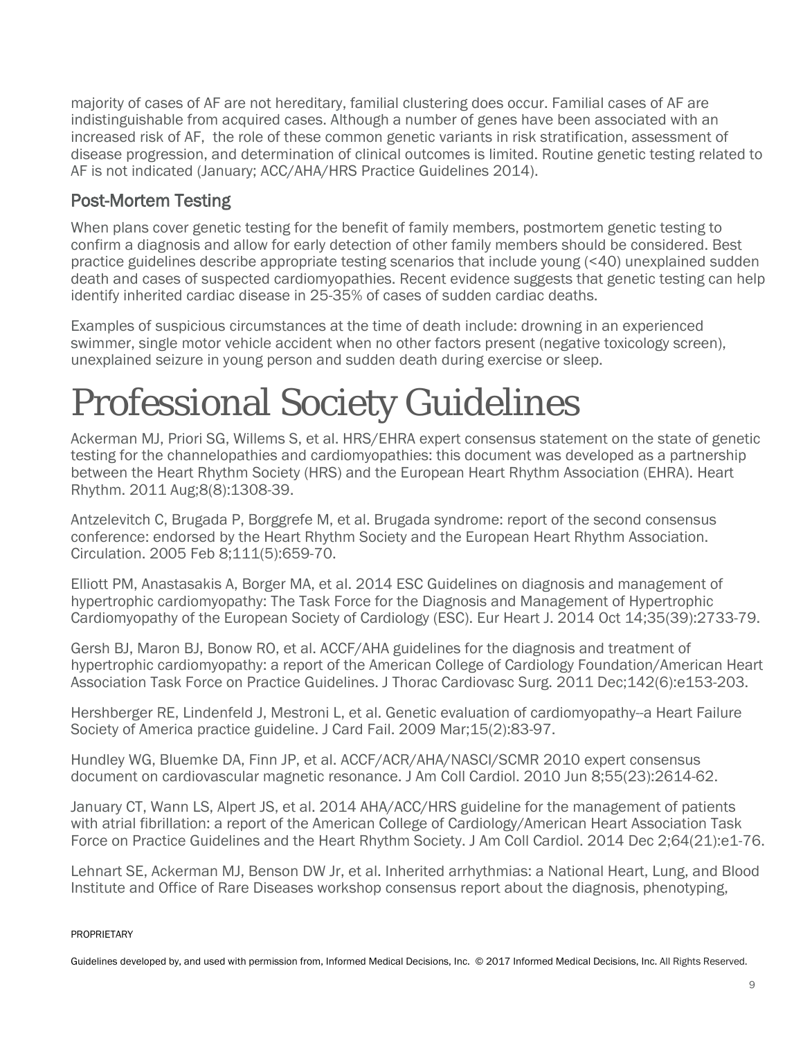majority of cases of AF are not hereditary, familial clustering does occur. Familial cases of AF are indistinguishable from acquired cases. Although a number of genes have been associated with an increased risk of AF, the role of these common genetic variants in risk stratification, assessment of disease progression, and determination of clinical outcomes is limited. Routine genetic testing related to AF is not indicated (January; ACC/AHA/HRS Practice Guidelines 2014).

## Post-Mortem Testing

When plans cover genetic testing for the benefit of family members, postmortem genetic testing to confirm a diagnosis and allow for early detection of other family members should be considered. Best practice guidelines describe appropriate testing scenarios that include young (<40) unexplained sudden death and cases of suspected cardiomyopathies. Recent evidence suggests that genetic testing can help identify inherited cardiac disease in 25-35% of cases of sudden cardiac deaths.

Examples of suspicious circumstances at the time of death include: drowning in an experienced swimmer, single motor vehicle accident when no other factors present (negative toxicology screen), unexplained seizure in young person and sudden death during exercise or sleep.

# Professional Society Guidelines

Ackerman MJ, Priori SG, Willems S, et al. HRS/EHRA expert consensus statement on the state of genetic testing for the channelopathies and cardiomyopathies: this document was developed as a partnership between the Heart Rhythm Society (HRS) and the European Heart Rhythm Association (EHRA). Heart Rhythm. 2011 Aug;8(8):1308-39.

Antzelevitch C, Brugada P, Borggrefe M, et al. Brugada syndrome: report of the second consensus conference: endorsed by the Heart Rhythm Society and the European Heart Rhythm Association. Circulation. 2005 Feb 8;111(5):659-70.

Elliott PM, Anastasakis A, Borger MA, et al. 2014 ESC Guidelines on diagnosis and management of hypertrophic cardiomyopathy: The Task Force for the Diagnosis and Management of Hypertrophic Cardiomyopathy of the European Society of Cardiology (ESC). Eur Heart J. 2014 Oct 14;35(39):2733-79.

Gersh BJ, Maron BJ, Bonow RO, et al. ACCF/AHA guidelines for the diagnosis and treatment of hypertrophic cardiomyopathy: a report of the American College of Cardiology Foundation/American Heart Association Task Force on Practice Guidelines. J Thorac Cardiovasc Surg. 2011 Dec;142(6):e153-203.

Hershberger RE, Lindenfeld J, Mestroni L, et al. Genetic evaluation of cardiomyopathy--a Heart Failure Society of America practice guideline. J Card Fail. 2009 Mar;15(2):83-97.

Hundley WG, Bluemke DA, Finn JP, et al. ACCF/ACR/AHA/NASCI/SCMR 2010 expert consensus document on cardiovascular magnetic resonance. J Am Coll Cardiol. 2010 Jun 8;55(23):2614-62.

January CT, Wann LS, Alpert JS, et al. 2014 AHA/ACC/HRS guideline for the management of patients with atrial fibrillation: a report of the American College of Cardiology/American Heart Association Task Force on Practice Guidelines and the Heart Rhythm Society. J Am Coll Cardiol. 2014 Dec 2;64(21):e1-76.

Lehnart SE, Ackerman MJ, Benson DW Jr, et al. Inherited arrhythmias: a National Heart, Lung, and Blood Institute and Office of Rare Diseases workshop consensus report about the diagnosis, phenotyping,

PROPRIETARY

Guidelines developed by, and used with permission from, Informed Medical Decisions, Inc. © 2017 Informed Medical Decisions, Inc. All Rights Reserved.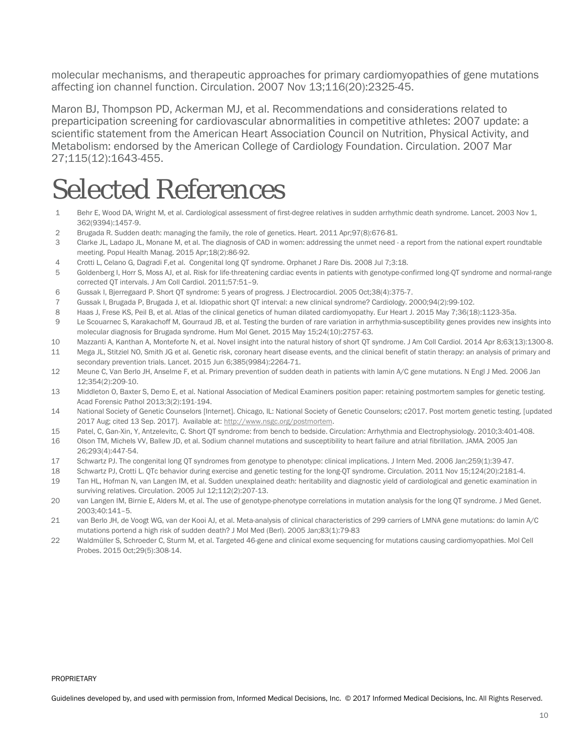molecular mechanisms, and therapeutic approaches for primary cardiomyopathies of gene mutations affecting ion channel function. Circulation. 2007 Nov 13;116(20):2325-45.

Maron BJ, Thompson PD, Ackerman MJ, et al. Recommendations and considerations related to preparticipation screening for cardiovascular abnormalities in competitive athletes: 2007 update: a scientific statement from the American Heart Association Council on Nutrition, Physical Activity, and Metabolism: endorsed by the American College of Cardiology Foundation. Circulation. 2007 Mar 27;115(12):1643-455.

# Selected References

1. Behr E, Wood DA, Wright M, et al. Cardiological assessment of first-degree relatives in sudden arrhythmic death syndrome. Lancet. 2003 Nov 1, 362(9394):1457-9.
2. Brugada R. Sudden death: managing the family, the role of genetics. Heart. 2011 Apr;97(8):676-81.
3. Clarke JL, Ladapo JL, Monane M, et al. The diagnosis of CAD in women: addressing the unmet need - a report from the national expert roundtable meeting. Popul Health Manag. 2015 Apr;18(2):86-92.
4. Crotti L, Celano G, Dagradi F,et al. Congenital long QT syndrome. Orphanet J Rare Dis. 2008 Jul 7;3:18.
5. Goldenberg I, Horr S, Moss AJ, et al. Risk for life-threatening cardiac events in patients with genotype-confirmed long-QT syndrome and normal-range corrected QT intervals. J Am Coll Cardiol. 2011;57:51–9.
6. Gussak I, Bjerregaard P. Short QT syndrome: 5 years of progress. J Electrocardiol. 2005 Oct;38(4):375-7.
7. Gussak I, Brugada P, Brugada J, et al. Idiopathic short QT interval: a new clinical syndrome? Cardiology. 2000;94(2):99-102.
8. Haas J, Frese KS, Peil B, et al. Atlas of the clinical genetics of human dilated cardiomyopathy. Eur Heart J. 2015 May 7;36(18):1123-35a.
9. Le Scouarnec S, Karakachoff M, Gourraud JB, et al. Testing the burden of rare variation in arrhythmia-susceptibility genes provides new insights into molecular diagnosis for Brugada syndrome. Hum Mol Genet. 2015 May 15;24(10):2757-63.
10. Mazzanti A, Kanthan A, Monteforte N, et al. Novel insight into the natural history of short QT syndrome. J Am Coll Cardiol. 2014 Apr 8;63(13):1300-8.
11. Mega JL, Stitziel NO, Smith JG et al. Genetic risk, coronary heart disease events, and the clinical benefit of statin therapy: an analysis of primary and secondary prevention trials. Lancet. 2015 Jun 6;385(9984):2264-71.
12. Meune C, Van Berlo JH, Anselme F, et al. Primary prevention of sudden death in patients with lamin A/C gene mutations. N Engl J Med. 2006 Jan 12;354(2):209-10.
13. Middleton O, Baxter S, Demo E, et al. National Association of Medical Examiners position paper: retaining postmortem samples for genetic testing. Acad Forensic Pathol 2013;3(2):191-194.
14. National Society of Genetic Counselors [Internet]. Chicago, IL: National Society of Genetic Counselors; c2017. Post mortem genetic testing. [updated 2017 Aug; cited 13 Sep. 2017]. Available at: http://www.nsgc.org/postmortem.
15. Patel, C, Gan-Xin, Y, Antzelevitc, C. Short QT syndrome: from bench to bedside. Circulation: Arrhythmia and Electrophysiology. 2010;3:401-408.
16. Olson TM, Michels VV, Ballew JD, et al. Sodium channel mutations and susceptibility to heart failure and atrial fibrillation. JAMA. 2005 Jan 26;293(4):447-54.
17. Schwartz PJ. The congenital long QT syndromes from genotype to phenotype: clinical implications. J Intern Med. 2006 Jan;259(1):39-47.
18. Schwartz PJ, Crotti L. QTc behavior during exercise and genetic testing for the long-QT syndrome. Circulation. 2011 Nov 15;124(20):2181-4.
19. Tan HL, Hofman N, van Langen IM, et al. Sudden unexplained death: heritability and diagnostic yield of cardiological and genetic examination in surviving relatives. Circulation. 2005 Jul 12;112(2):207-13.
20. van Langen IM, Birnie E, Alders M, et al. The use of genotype-phenotype correlations in mutation analysis for the long QT syndrome. J Med Genet. 2003;40:141–5.
21. van Berlo JH, de Voogt WG, van der Kooi AJ, et al. Meta-analysis of clinical characteristics of 299 carriers of LMNA gene mutations: do lamin A/C mutations portend a high risk of sudden death? J Mol Med (Berl). 2005 Jan;83(1):79-83
22. Waldmüller S, Schroeder C, Sturm M, et al. Targeted 46-gene and clinical exome sequencing for mutations causing cardiomyopathies. Mol Cell Probes. 2015 Oct;29(5):308-14.

PROPRIETARY

Guidelines developed by, and used with permission from, Informed Medical Decisions, Inc. © 2017 Informed Medical Decisions, Inc. All Rights Reserved.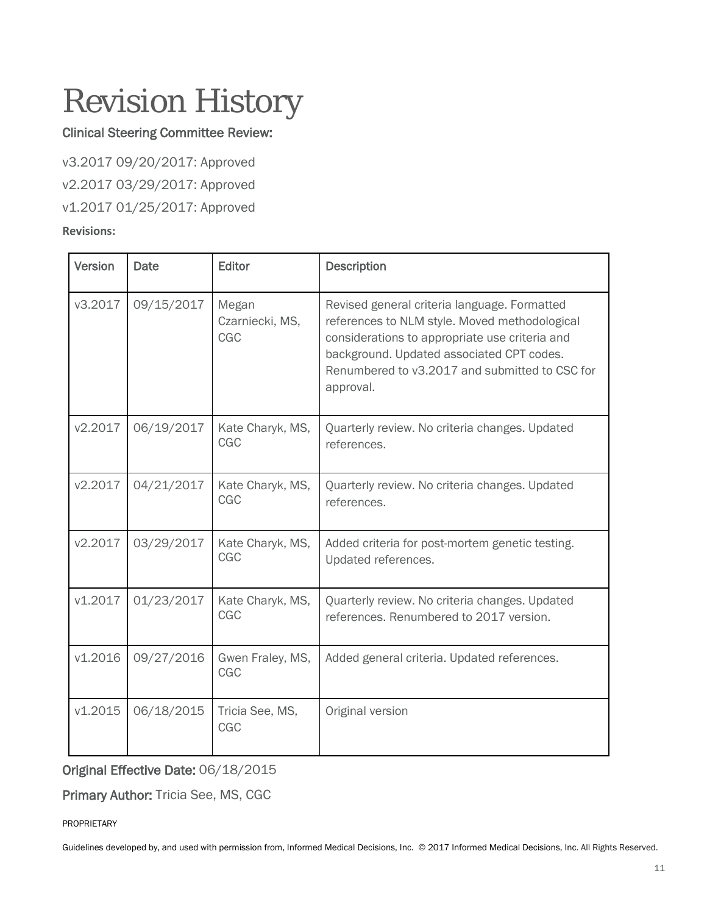# Revision History

**Clinical Steering Committee Review:**

v3.2017 09/20/2017: Approved

v2.2017 03/29/2017: Approved

v1.2017 01/25/2017: Approved

**Revisions:**

| Version | Date | Editor | Description |
|---|---|---|---|
| v3.2017 | 09/15/2017 | Megan Czarniecki, MS, CGC | Revised general criteria language. Formatted references to NLM style. Moved methodological considerations to appropriate use criteria and background. Updated associated CPT codes. Renumbered to v3.2017 and submitted to CSC for approval. |
| v2.2017 | 06/19/2017 | Kate Charyk, MS, CGC | Quarterly review. No criteria changes. Updated references. |
| v2.2017 | 04/21/2017 | Kate Charyk, MS, CGC | Quarterly review. No criteria changes. Updated references. |
| v2.2017 | 03/29/2017 | Kate Charyk, MS, CGC | Added criteria for post-mortem genetic testing. Updated references. |
| v1.2017 | 01/23/2017 | Kate Charyk, MS, CGC | Quarterly review. No criteria changes. Updated references. Renumbered to 2017 version. |
| v1.2016 | 09/27/2016 | Gwen Fraley, MS, CGC | Added general criteria. Updated references. |
| v1.2015 | 06/18/2015 | Tricia See, MS, CGC | Original version |

**Original Effective Date:** 06/18/2015

**Primary Author:** Tricia See, MS, CGC

PROPRIETARY

Guidelines developed by, and used with permission from, Informed Medical Decisions, Inc. © 2017 Informed Medical Decisions, Inc. All Rights Reserved.